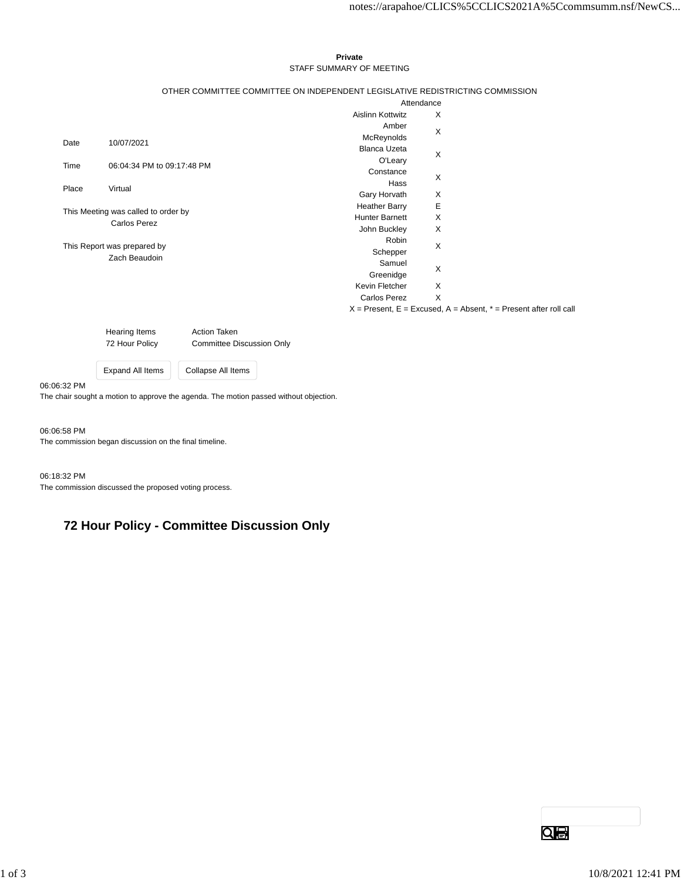**Private**

STAFF SUMMARY OF MEETING

OTHER COMMITTEE COMMITTEE ON INDEPENDENT LEGISLATIVE REDISTRICTING COMMISSION

| | |
|---|---|
| Date | 10/07/2021 |
| Time | 06:04:34 PM to 09:17:48 PM |
| Place | Virtual |

This Meeting was called to order by
Carlos Perez

This Report was prepared by
Zach Beaudoin

| Attendance | |
|---|---|
| Aislinn Kottwitz | X |
| Amber McReynolds | X |
| Blanca Uzeta O'Leary | X |
| Constance Hass | X |
| Gary Horvath | X |
| Heather Barry | E |
| Hunter Barnett | X |
| John Buckley | X |
| Robin Schepper | X |
| Samuel Greenidge | X |
| Kevin Fletcher | X |
| Carlos Perez | X |

X = Present, E = Excused, A = Absent, * = Present after roll call

| Hearing Items | Action Taken |
|---|---|
| 72 Hour Policy | Committee Discussion Only |

Expand All Items | Collapse All Items

06:06:32 PM
The chair sought a motion to approve the agenda. The motion passed without objection.

06:06:58 PM
The commission began discussion on the final timeline.

06:18:32 PM
The commission discussed the proposed voting process.

## 72 Hour Policy - Committee Discussion Only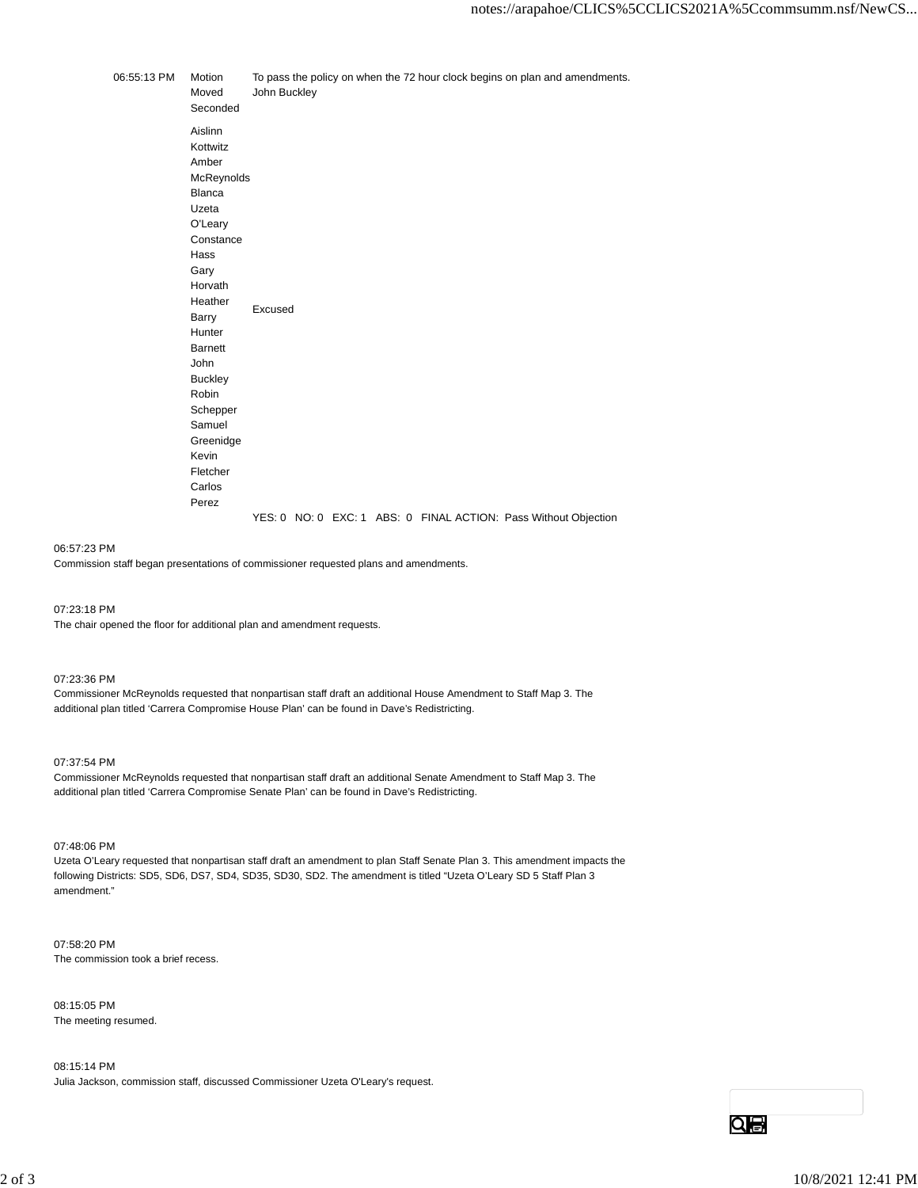| Time | | |
|---|---|---|
| 06:55:13 PM | Motion | To pass the policy on when the 72 hour clock begins on plan and amendments. |
| | Moved | John Buckley |
| | Seconded | |
| | Aislinn Kottwitz | |
| | Amber McReynolds | |
| | Blanca Uzeta O'Leary | |
| | Constance Hass | |
| | Gary Horvath | |
| | Heather Barry | Excused |
| | Hunter Barnett | |
| | John Buckley | |
| | Robin Schepper | |
| | Samuel Greenidge | |
| | Kevin Fletcher | |
| | Carlos Perez | |
| | | YES: 0 NO: 0 EXC: 1 ABS: 0 FINAL ACTION: Pass Without Objection |

06:57:23 PM
Commission staff began presentations of commissioner requested plans and amendments.

07:23:18 PM
The chair opened the floor for additional plan and amendment requests.

07:23:36 PM
Commissioner McReynolds requested that nonpartisan staff draft an additional House Amendment to Staff Map 3. The additional plan titled 'Carrera Compromise House Plan' can be found in Dave's Redistricting.

07:37:54 PM
Commissioner McReynolds requested that nonpartisan staff draft an additional Senate Amendment to Staff Map 3. The additional plan titled 'Carrera Compromise Senate Plan' can be found in Dave's Redistricting.

07:48:06 PM
Uzeta O'Leary requested that nonpartisan staff draft an amendment to plan Staff Senate Plan 3. This amendment impacts the following Districts: SD5, SD6, DS7, SD4, SD35, SD30, SD2. The amendment is titled "Uzeta O'Leary SD 5 Staff Plan 3 amendment."

07:58:20 PM
The commission took a brief recess.

08:15:05 PM
The meeting resumed.

08:15:14 PM
Julia Jackson, commission staff, discussed Commissioner Uzeta O'Leary's request.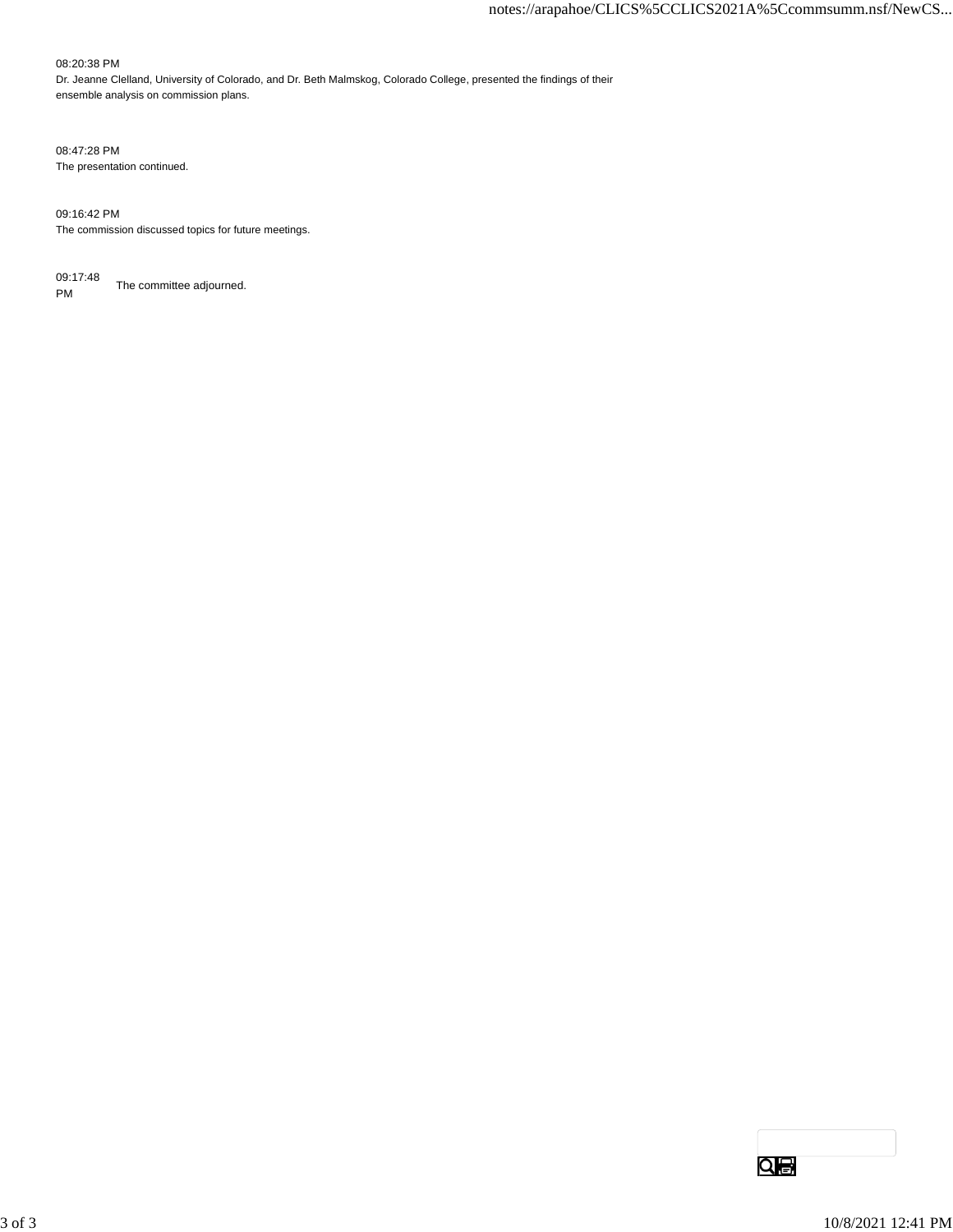08:20:38 PM
Dr. Jeanne Clelland, University of Colorado, and Dr. Beth Malmskog, Colorado College, presented the findings of their ensemble analysis on commission plans.

08:47:28 PM
The presentation continued.

09:16:42 PM
The commission discussed topics for future meetings.

09:17:48 PM
The committee adjourned.